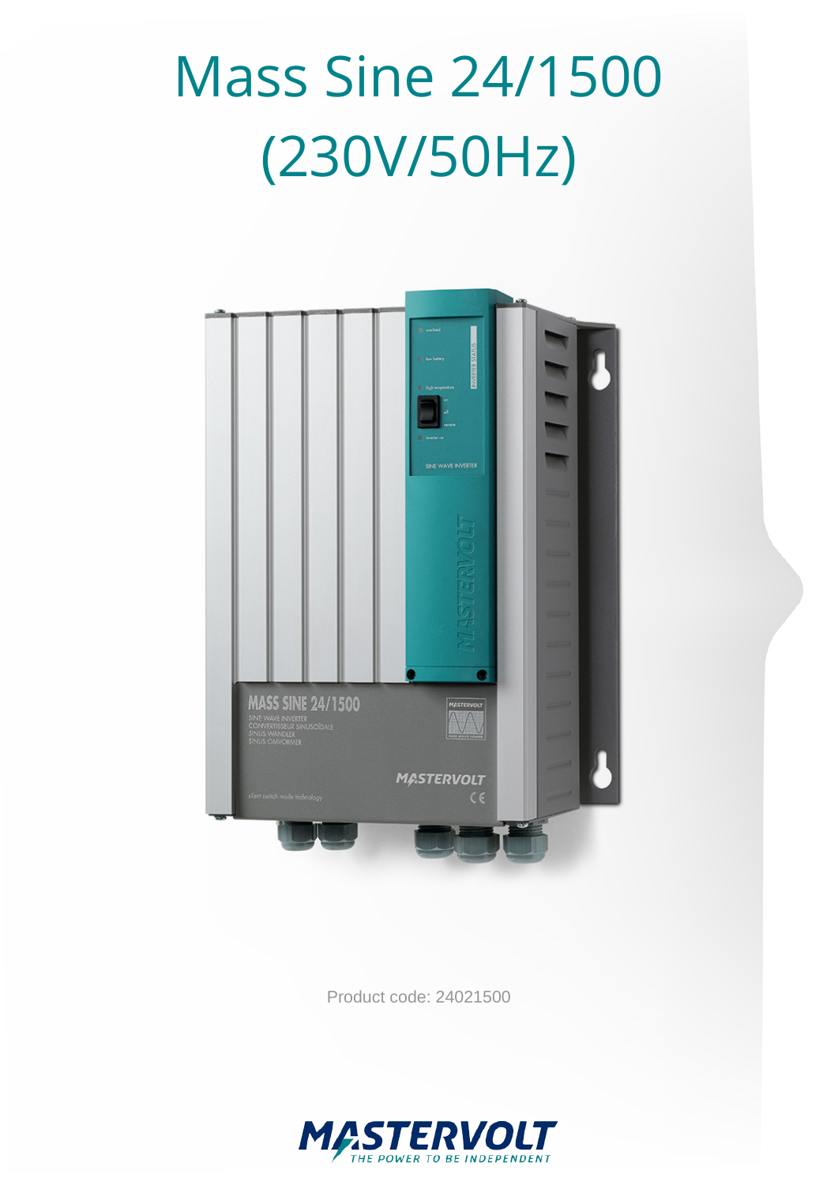# Mass Sine 24/1500 (230V/50Hz)

Product code: 24021500

MASTERVOLT
THE POWER TO BE INDEPENDENT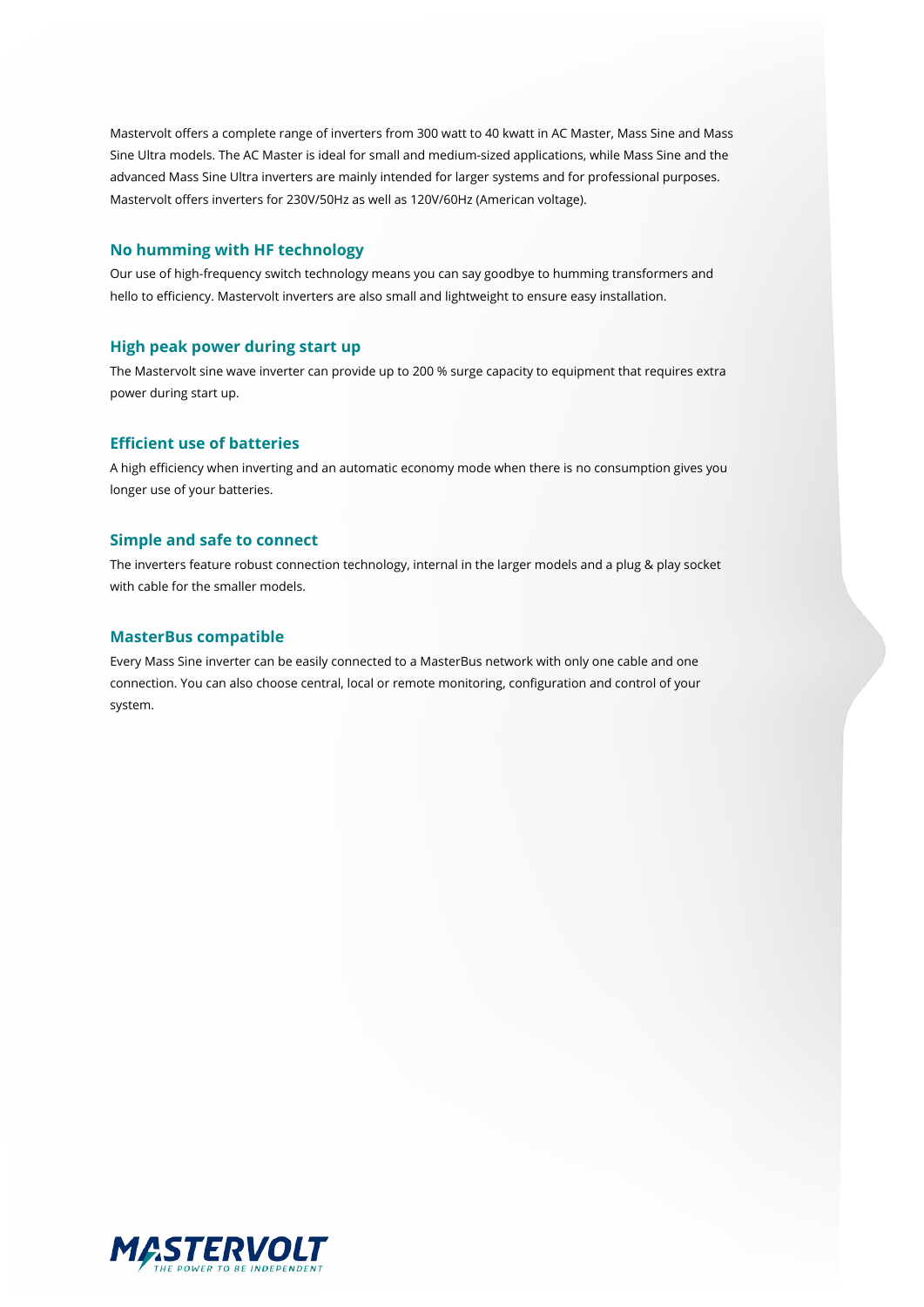Mastervolt offers a complete range of inverters from 300 watt to 40 kwatt in AC Master, Mass Sine and Mass Sine Ultra models. The AC Master is ideal for small and medium-sized applications, while Mass Sine and the advanced Mass Sine Ultra inverters are mainly intended for larger systems and for professional purposes. Mastervolt offers inverters for 230V/50Hz as well as 120V/60Hz (American voltage).

## No humming with HF technology

Our use of high-frequency switch technology means you can say goodbye to humming transformers and hello to efficiency. Mastervolt inverters are also small and lightweight to ensure easy installation.

## High peak power during start up

The Mastervolt sine wave inverter can provide up to 200 % surge capacity to equipment that requires extra power during start up.

## Efficient use of batteries

A high efficiency when inverting and an automatic economy mode when there is no consumption gives you longer use of your batteries.

## Simple and safe to connect

The inverters feature robust connection technology, internal in the larger models and a plug & play socket with cable for the smaller models.

## MasterBus compatible

Every Mass Sine inverter can be easily connected to a MasterBus network with only one cable and one connection. You can also choose central, local or remote monitoring, configuration and control of your system.

MASTERVOLT
THE POWER TO BE INDEPENDENT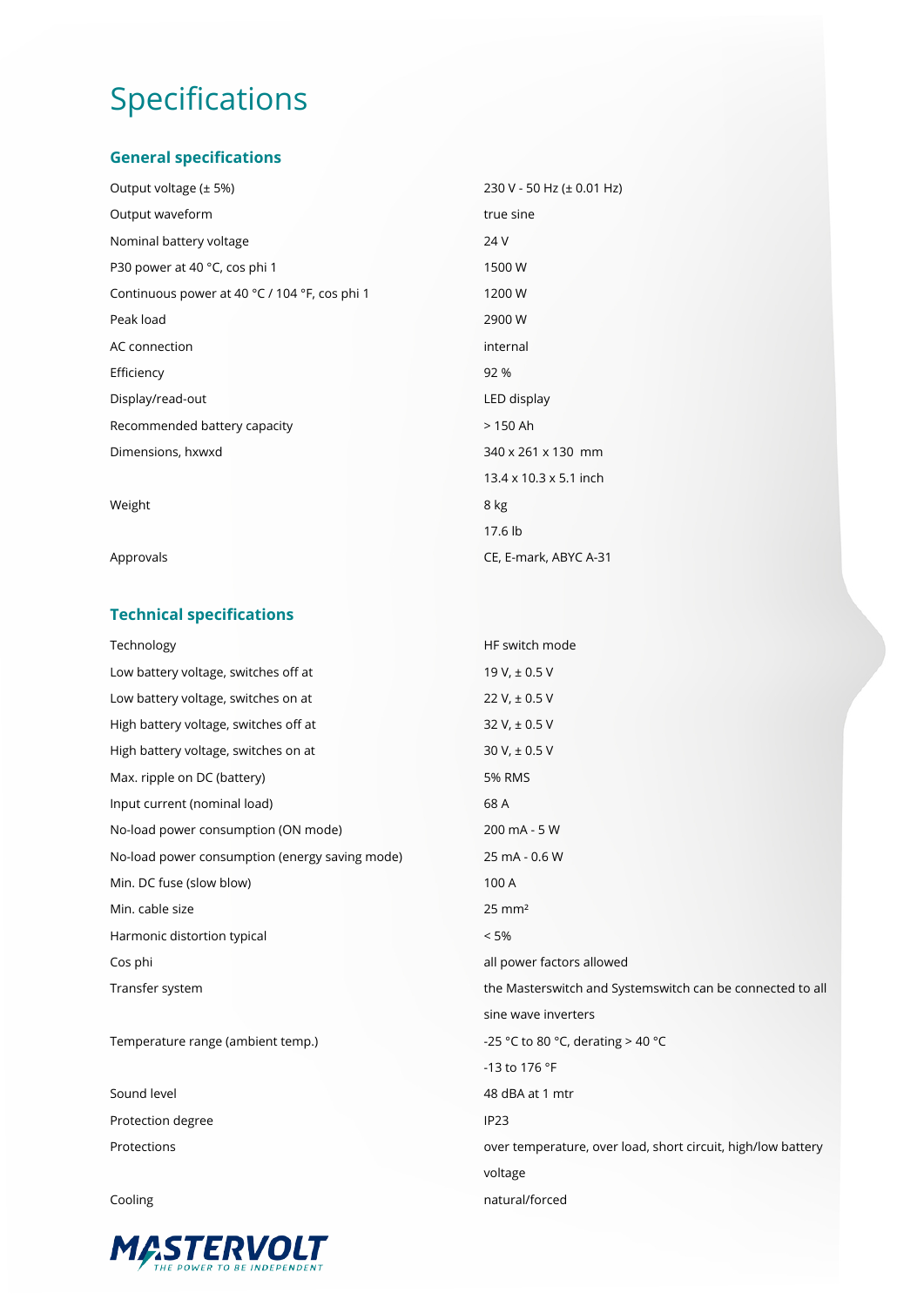# Specifications

## General specifications

| | |
|---|---|
| Output voltage (± 5%) | 230 V - 50 Hz (± 0.01 Hz) |
| Output waveform | true sine |
| Nominal battery voltage | 24 V |
| P30 power at 40 °C, cos phi 1 | 1500 W |
| Continuous power at 40 °C / 104 °F, cos phi 1 | 1200 W |
| Peak load | 2900 W |
| AC connection | internal |
| Efficiency | 92 % |
| Display/read-out | LED display |
| Recommended battery capacity | > 150 Ah |
| Dimensions, hxwxd | 340 x 261 x 130 mm<br>13.4 x 10.3 x 5.1 inch |
| Weight | 8 kg<br>17.6 lb |
| Approvals | CE, E-mark, ABYC A-31 |

## Technical specifications

| | |
|---|---|
| Technology | HF switch mode |
| Low battery voltage, switches off at | 19 V, ± 0.5 V |
| Low battery voltage, switches on at | 22 V, ± 0.5 V |
| High battery voltage, switches off at | 32 V, ± 0.5 V |
| High battery voltage, switches on at | 30 V, ± 0.5 V |
| Max. ripple on DC (battery) | 5% RMS |
| Input current (nominal load) | 68 A |
| No-load power consumption (ON mode) | 200 mA - 5 W |
| No-load power consumption (energy saving mode) | 25 mA - 0.6 W |
| Min. DC fuse (slow blow) | 100 A |
| Min. cable size | 25 mm² |
| Harmonic distortion typical | < 5% |
| Cos phi | all power factors allowed |
| Transfer system | the Masterswitch and Systemswitch can be connected to all sine wave inverters |
| Temperature range (ambient temp.) | -25 °C to 80 °C, derating > 40 °C<br>-13 to 176 °F |
| Sound level | 48 dBA at 1 mtr |
| Protection degree | IP23 |
| Protections | over temperature, over load, short circuit, high/low battery voltage |
| Cooling | natural/forced |

MASTERVOLT
THE POWER TO BE INDEPENDENT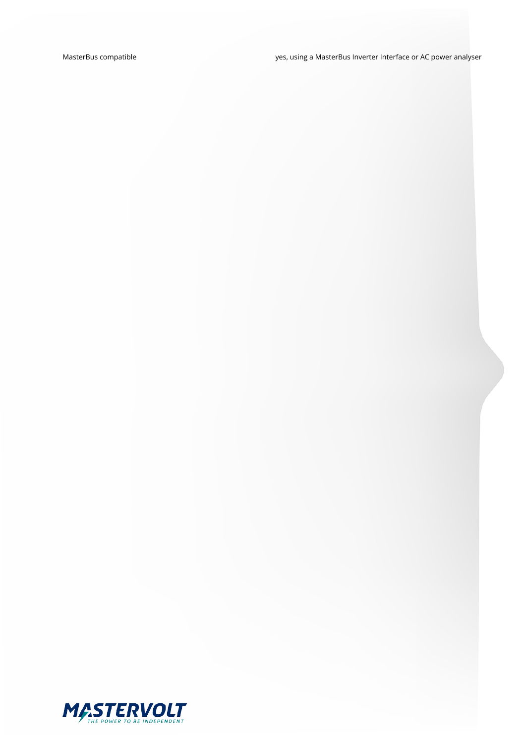| | |
|---|---|
| MasterBus compatible | yes, using a MasterBus Inverter Interface or AC power analyser |

MASTERVOLT
THE POWER TO BE INDEPENDENT